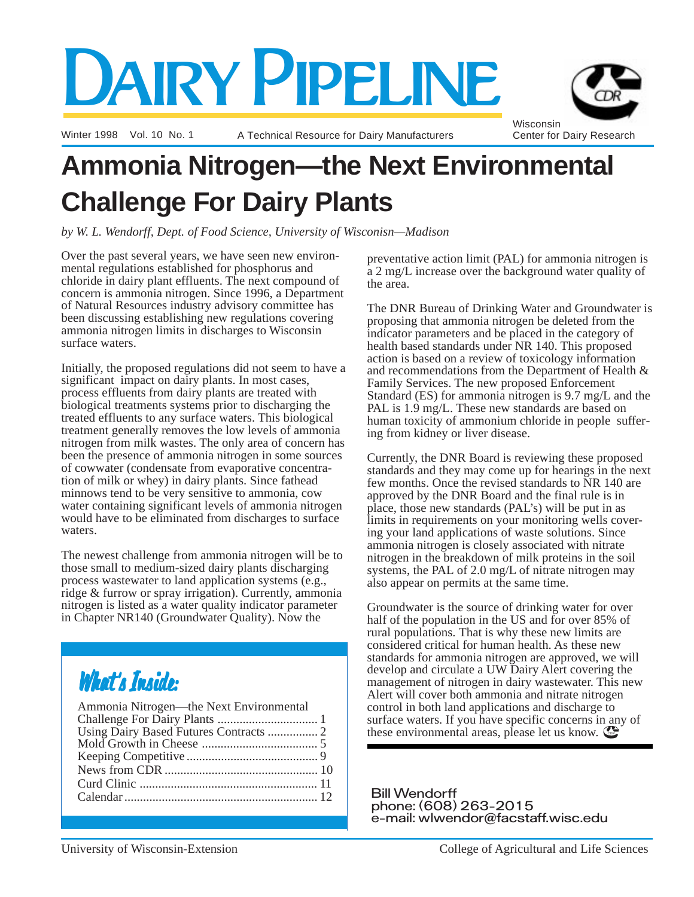# Dairy Pipeline

Winter 1998 Vol. 10 No. 1 — A Technical Resource for Dairy Manufacturers — Wisconsin Center for Dairy Research

# Ammonia Nitrogen—the Next Environmental Challenge For Dairy Plants

*by W. L. Wendorff, Dept. of Food Science, University of Wisconsin—Madison*

Over the past several years, we have seen new environmental regulations established for phosphorus and chloride in dairy plant effluents. The next compound of concern is ammonia nitrogen. Since 1996, a Department of Natural Resources industry advisory committee has been discussing establishing new regulations covering ammonia nitrogen limits in discharges to Wisconsin surface waters.

Initially, the proposed regulations did not seem to have a significant impact on dairy plants. In most cases, process effluents from dairy plants are treated with biological treatments systems prior to discharging the treated effluents to any surface waters. This biological treatment generally removes the low levels of ammonia nitrogen from milk wastes. The only area of concern has been the presence of ammonia nitrogen in some sources of cowwater (condensate from evaporative concentration of milk or whey) in dairy plants. Since fathead minnows tend to be very sensitive to ammonia, cow water containing significant levels of ammonia nitrogen would have to be eliminated from discharges to surface waters.

The newest challenge from ammonia nitrogen will be to those small to medium-sized dairy plants discharging process wastewater to land application systems (e.g., ridge & furrow or spray irrigation). Currently, ammonia nitrogen is listed as a water quality indicator parameter in Chapter NR140 (Groundwater Quality). Now the preventative action limit (PAL) for ammonia nitrogen is a 2 mg/L increase over the background water quality of the area.

The DNR Bureau of Drinking Water and Groundwater is proposing that ammonia nitrogen be deleted from the indicator parameters and be placed in the category of health based standards under NR 140. This proposed action is based on a review of toxicology information and recommendations from the Department of Health & Family Services. The new proposed Enforcement Standard (ES) for ammonia nitrogen is 9.7 mg/L and the PAL is 1.9 mg/L. These new standards are based on human toxicity of ammonium chloride in people suffering from kidney or liver disease.

Currently, the DNR Board is reviewing these proposed standards and they may come up for hearings in the next few months. Once the revised standards to NR 140 are approved by the DNR Board and the final rule is in place, those new standards (PAL's) will be put in as limits in requirements on your monitoring wells covering your land applications of waste solutions. Since ammonia nitrogen is closely associated with nitrate nitrogen in the breakdown of milk proteins in the soil systems, the PAL of 2.0 mg/L of nitrate nitrogen may also appear on permits at the same time.

Groundwater is the source of drinking water for over half of the population in the US and for over 85% of rural populations. That is why these new limits are considered critical for human health. As these new standards for ammonia nitrogen are approved, we will develop and circulate a UW Dairy Alert covering the management of nitrogen in dairy wastewater. This new Alert will cover both ammonia and nitrate nitrogen control in both land applications and discharge to surface waters. If you have specific concerns in any of these environmental areas, please let us know.

Bill Wendorff
phone: (608) 263-2015
e-mail: wlwendor@facstaff.wisc.edu

## What's Inside:

- Ammonia Nitrogen—the Next Environmental Challenge For Dairy Plants ..... 1
- Using Dairy Based Futures Contracts ..... 2
- Mold Growth in Cheese ..... 5
- Keeping Competitive ..... 9
- News from CDR ..... 10
- Curd Clinic ..... 11
- Calendar ..... 12

University of Wisconsin-Extension — College of Agricultural and Life Sciences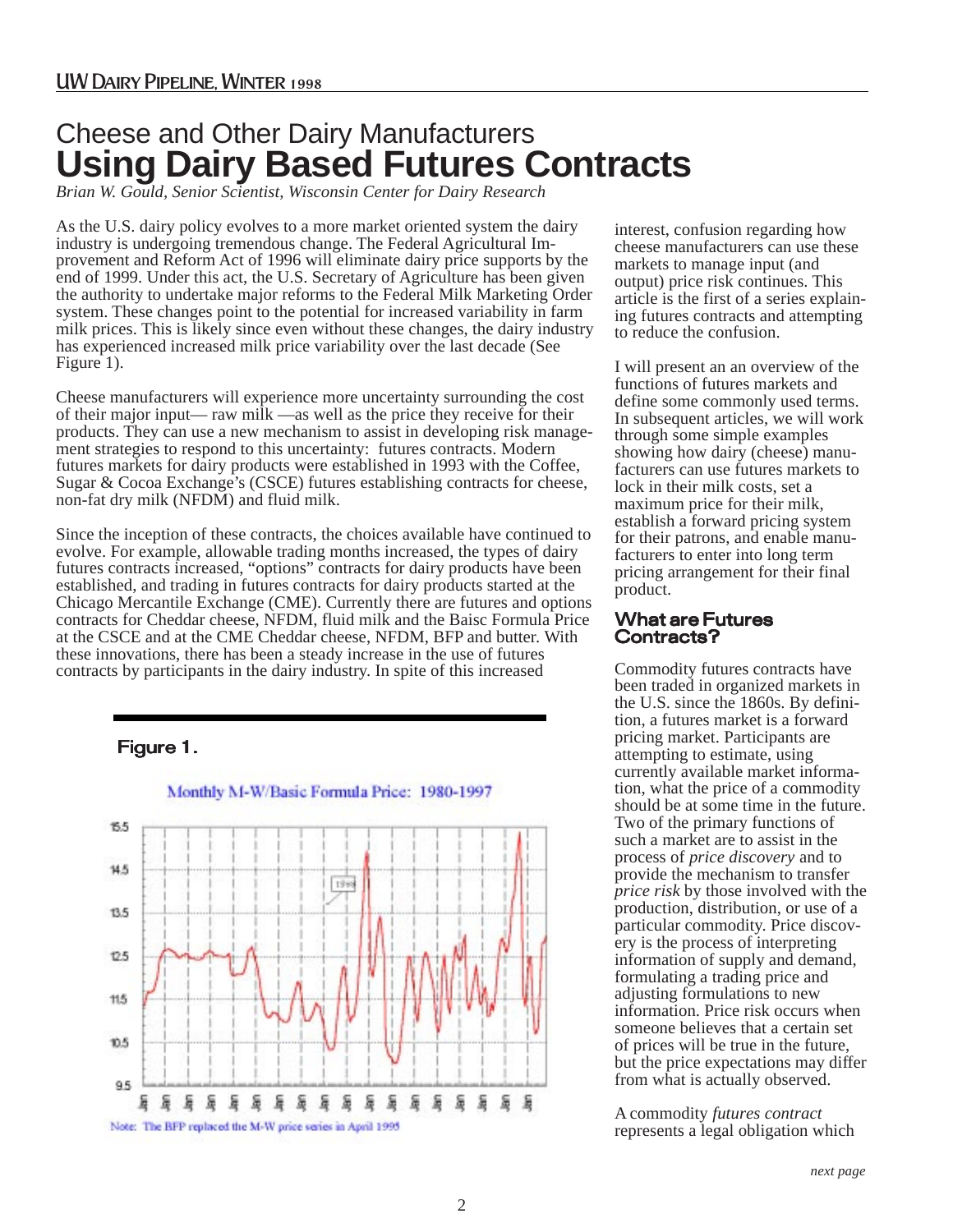# Cheese and Other Dairy Manufacturers
# Using Dairy Based Futures Contracts

*Brian W. Gould, Senior Scientist, Wisconsin Center for Dairy Research*

As the U.S. dairy policy evolves to a more market oriented system the dairy industry is undergoing tremendous change. The Federal Agricultural Improvement and Reform Act of 1996 will eliminate dairy price supports by the end of 1999. Under this act, the U.S. Secretary of Agriculture has been given the authority to undertake major reforms to the Federal Milk Marketing Order system. These changes point to the potential for increased variability in farm milk prices. This is likely since even without these changes, the dairy industry has experienced increased milk price variability over the last decade (See Figure 1).

Cheese manufacturers will experience more uncertainty surrounding the cost of their major input— raw milk —as well as the price they receive for their products. They can use a new mechanism to assist in developing risk management strategies to respond to this uncertainty: futures contracts. Modern futures markets for dairy products were established in 1993 with the Coffee, Sugar & Cocoa Exchange's (CSCE) futures establishing contracts for cheese, non-fat dry milk (NFDM) and fluid milk.

Since the inception of these contracts, the choices available have continued to evolve. For example, allowable trading months increased, the types of dairy futures contracts increased, "options" contracts for dairy products have been established, and trading in futures contracts for dairy products started at the Chicago Mercantile Exchange (CME). Currently there are futures and options contracts for Cheddar cheese, NFDM, fluid milk and the Baisc Formula Price at the CSCE and at the CME Cheddar cheese, NFDM, BFP and butter. With these innovations, there has been a steady increase in the use of futures contracts by participants in the dairy industry. In spite of this increased interest, confusion regarding how cheese manufacturers can use these markets to manage input (and output) price risk continues. This article is the first of a series explaining futures contracts and attempting to reduce the confusion.

**Figure 1.**

Monthly M-W/Basic Formula Price: 1980-1997

Note: The BFP replaced the M-W price series in April 1995

I will present an an overview of the functions of futures markets and define some commonly used terms. In subsequent articles, we will work through some simple examples showing how dairy (cheese) manufacturers can use futures markets to lock in their milk costs, set a maximum price for their milk, establish a forward pricing system for their patrons, and enable manufacturers to enter into long term pricing arrangement for their final product.

## What are Futures Contracts?

Commodity futures contracts have been traded in organized markets in the U.S. since the 1860s. By definition, a futures market is a forward pricing market. Participants are attempting to estimate, using currently available market information, what the price of a commodity should be at some time in the future. Two of the primary functions of such a market are to assist in the process of *price discovery* and to provide the mechanism to transfer *price risk* by those involved with the production, distribution, or use of a particular commodity. Price discovery is the process of interpreting information of supply and demand, formulating a trading price and adjusting formulations to new information. Price risk occurs when someone believes that a certain set of prices will be true in the future, but the price expectations may differ from what is actually observed.

A commodity *futures contract* represents a legal obligation which

*next page*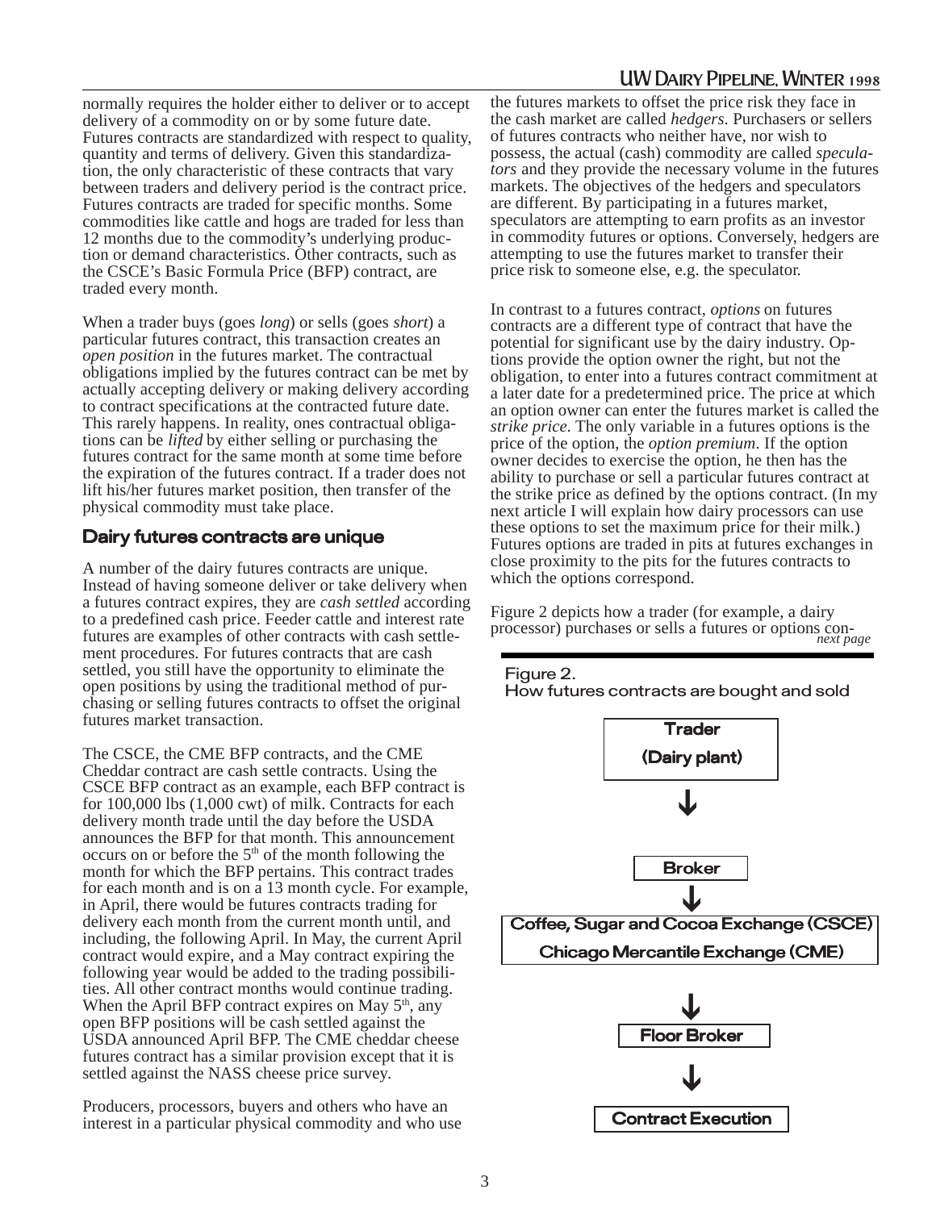normally requires the holder either to deliver or to accept delivery of a commodity on or by some future date. Futures contracts are standardized with respect to quality, quantity and terms of delivery. Given this standardization, the only characteristic of these contracts that vary between traders and delivery period is the contract price. Futures contracts are traded for specific months. Some commodities like cattle and hogs are traded for less than 12 months due to the commodity's underlying production or demand characteristics. Other contracts, such as the CSCE's Basic Formula Price (BFP) contract, are traded every month.

When a trader buys (goes *long*) or sells (goes *short*) a particular futures contract, this transaction creates an *open position* in the futures market. The contractual obligations implied by the futures contract can be met by actually accepting delivery or making delivery according to contract specifications at the contracted future date. This rarely happens. In reality, ones contractual obligations can be *lifted* by either selling or purchasing the futures contract for the same month at some time before the expiration of the futures contract. If a trader does not lift his/her futures market position, then transfer of the physical commodity must take place.

## Dairy futures contracts are unique

A number of the dairy futures contracts are unique. Instead of having someone deliver or take delivery when a futures contract expires, they are *cash settled* according to a predefined cash price. Feeder cattle and interest rate futures are examples of other contracts with cash settlement procedures. For futures contracts that are cash settled, you still have the opportunity to eliminate the open positions by using the traditional method of purchasing or selling futures contracts to offset the original futures market transaction.

The CSCE, the CME BFP contracts, and the CME Cheddar contract are cash settle contracts. Using the CSCE BFP contract as an example, each BFP contract is for 100,000 lbs (1,000 cwt) of milk. Contracts for each delivery month trade until the day before the USDA announces the BFP for that month. This announcement occurs on or before the 5th of the month following the month for which the BFP pertains. This contract trades for each month and is on a 13 month cycle. For example, in April, there would be futures contracts trading for delivery each month from the current month until, and including, the following April. In May, the current April contract would expire, and a May contract expiring the following year would be added to the trading possibilities. All other contract months would continue trading. When the April BFP contract expires on May 5th, any open BFP positions will be cash settled against the USDA announced April BFP. The CME cheddar cheese futures contract has a similar provision except that it is settled against the NASS cheese price survey.

Producers, processors, buyers and others who have an interest in a particular physical commodity and who use the futures markets to offset the price risk they face in the cash market are called *hedgers*. Purchasers or sellers of futures contracts who neither have, nor wish to possess, the actual (cash) commodity are called *speculators* and they provide the necessary volume in the futures markets. The objectives of the hedgers and speculators are different. By participating in a futures market, speculators are attempting to earn profits as an investor in commodity futures or options. Conversely, hedgers are attempting to use the futures market to transfer their price risk to someone else, e.g. the speculator.

In contrast to a futures contract, *options* on futures contracts are a different type of contract that have the potential for significant use by the dairy industry. Options provide the option owner the right, but not the obligation, to enter into a futures contract commitment at a later date for a predetermined price. The price at which an option owner can enter the futures market is called the *strike price*. The only variable in a futures options is the price of the option, the *option premium*. If the option owner decides to exercise the option, he then has the ability to purchase or sell a particular futures contract at the strike price as defined by the options contract. (In my next article I will explain how dairy processors can use these options to set the maximum price for their milk.) Futures options are traded in pits at futures exchanges in close proximity to the pits for the futures contracts to which the options correspond.

Figure 2 depicts how a trader (for example, a dairy processor) purchases or sells a futures or options con-

*next page*

Figure 2.
How futures contracts are bought and sold

**Trader (Dairy plant)**

↓

**Broker**

↓

**Coffee, Sugar and Cocoa Exchange (CSCE)**
**Chicago Mercantile Exchange (CME)**

↓

**Floor Broker**

↓

**Contract Execution**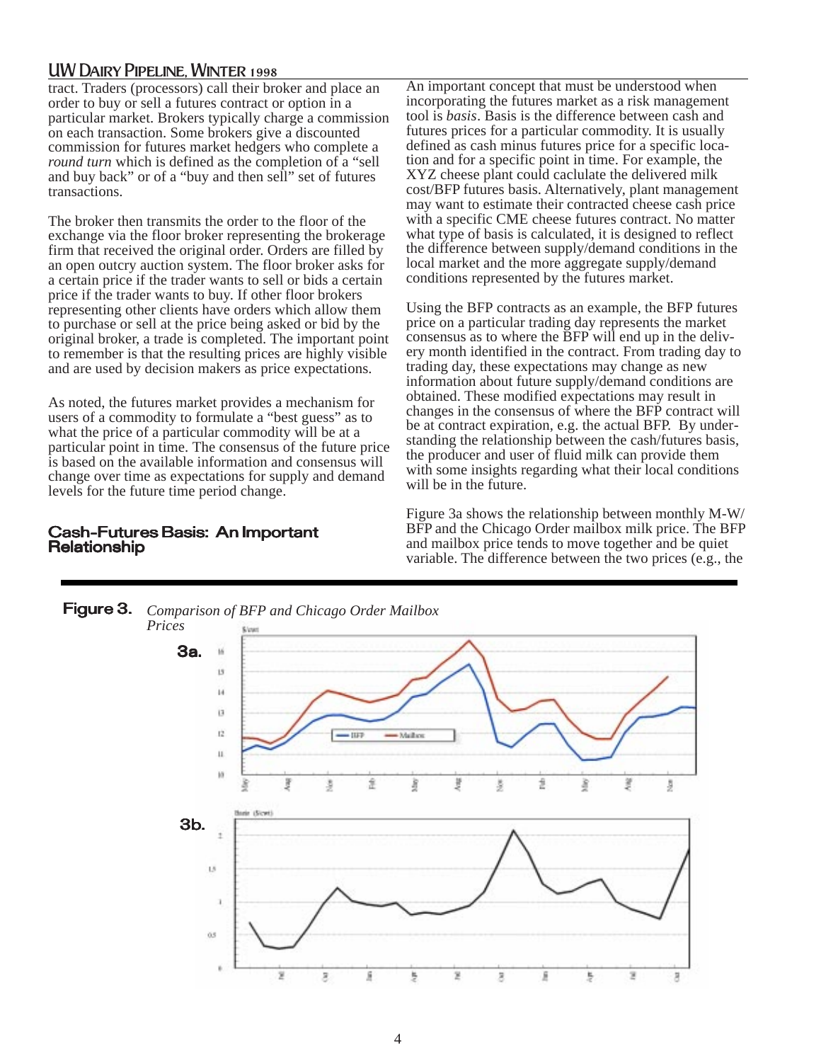tract. Traders (processors) call their broker and place an order to buy or sell a futures contract or option in a particular market. Brokers typically charge a commission on each transaction. Some brokers give a discounted commission for futures market hedgers who complete a *round turn* which is defined as the completion of a "sell and buy back" or of a "buy and then sell" set of futures transactions.

The broker then transmits the order to the floor of the exchange via the floor broker representing the brokerage firm that received the original order. Orders are filled by an open outcry auction system. The floor broker asks for a certain price if the trader wants to sell or bids a certain price if the trader wants to buy. If other floor brokers representing other clients have orders which allow them to purchase or sell at the price being asked or bid by the original broker, a trade is completed. The important point to remember is that the resulting prices are highly visible and are used by decision makers as price expectations.

As noted, the futures market provides a mechanism for users of a commodity to formulate a "best guess" as to what the price of a particular commodity will be at a particular point in time. The consensus of the future price is based on the available information and consensus will change over time as expectations for supply and demand levels for the future time period change.

## Cash-Futures Basis: An Important Relationship

An important concept that must be understood when incorporating the futures market as a risk management tool is *basis*. Basis is the difference between cash and futures prices for a particular commodity. It is usually defined as cash minus futures price for a specific location and for a specific point in time. For example, the XYZ cheese plant could caclulate the delivered milk cost/BFP futures basis. Alternatively, plant management may want to estimate their contracted cheese cash price with a specific CME cheese futures contract. No matter what type of basis is calculated, it is designed to reflect the difference between supply/demand conditions in the local market and the more aggregate supply/demand conditions represented by the futures market.

Using the BFP contracts as an example, the BFP futures price on a particular trading day represents the market consensus as to where the BFP will end up in the delivery month identified in the contract. From trading day to trading day, these expectations may change as new information about future supply/demand conditions are obtained. These modified expectations may result in changes in the consensus of where the BFP contract will be at contract expiration, e.g. the actual BFP. By understanding the relationship between the cash/futures basis, the producer and user of fluid milk can provide them with some insights regarding what their local conditions will be in the future.

Figure 3a shows the relationship between monthly M-W/BFP and the Chicago Order mailbox milk price. The BFP and mailbox price tends to move together and be quiet variable. The difference between the two prices (e.g., the

**Figure 3.** *Comparison of BFP and Chicago Order Mailbox Prices*

**3a.**

**3b.**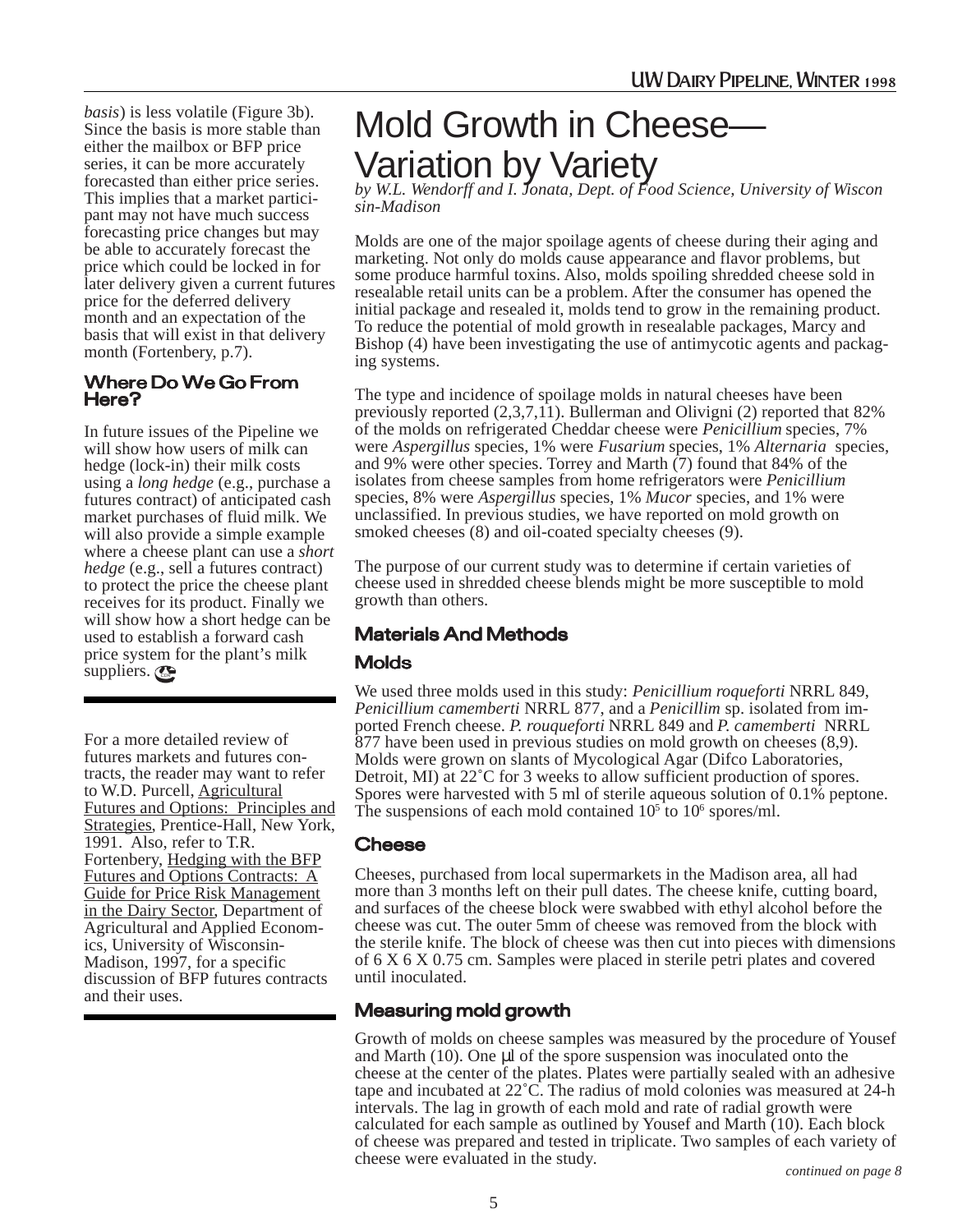*basis*) is less volatile (Figure 3b). Since the basis is more stable than either the mailbox or BFP price series, it can be more accurately forecasted than either price series. This implies that a market participant may not have much success forecasting price changes but may be able to accurately forecast the price which could be locked in for later delivery given a current futures price for the deferred delivery month and an expectation of the basis that will exist in that delivery month (Fortenbery, p.7).

### Where Do We Go From Here?

In future issues of the Pipeline we will show how users of milk can hedge (lock-in) their milk costs using a *long hedge* (e.g., purchase a futures contract) of anticipated cash market purchases of fluid milk. We will also provide a simple example where a cheese plant can use a *short hedge* (e.g., sell a futures contract) to protect the price the cheese plant receives for its product. Finally we will show how a short hedge can be used to establish a forward cash price system for the plant's milk suppliers.

---

For a more detailed review of futures markets and futures contracts, the reader may want to refer to W.D. Purcell, Agricultural Futures and Options: Principles and Strategies, Prentice-Hall, New York, 1991. Also, refer to T.R. Fortenbery, Hedging with the BFP Futures and Options Contracts: A Guide for Price Risk Management in the Dairy Sector, Department of Agricultural and Applied Economics, University of Wisconsin-Madison, 1997, for a specific discussion of BFP futures contracts and their uses.

---

# Mold Growth in Cheese—Variation by Variety

*by W.L. Wendorff and I. Jonata, Dept. of Food Science, University of Wisconsin-Madison*

Molds are one of the major spoilage agents of cheese during their aging and marketing. Not only do molds cause appearance and flavor problems, but some produce harmful toxins. Also, molds spoiling shredded cheese sold in resealable retail units can be a problem. After the consumer has opened the initial package and resealed it, molds tend to grow in the remaining product. To reduce the potential of mold growth in resealable packages, Marcy and Bishop (4) have been investigating the use of antimycotic agents and packaging systems.

The type and incidence of spoilage molds in natural cheeses have been previously reported (2,3,7,11). Bullerman and Olivigni (2) reported that 82% of the molds on refrigerated Cheddar cheese were *Penicillium* species, 7% were *Aspergillus* species, 1% were *Fusarium* species, 1% *Alternaria* species, and 9% were other species. Torrey and Marth (7) found that 84% of the isolates from cheese samples from home refrigerators were *Penicillium* species, 8% were *Aspergillus* species, 1% *Mucor* species, and 1% were unclassified. In previous studies, we have reported on mold growth on smoked cheeses (8) and oil-coated specialty cheeses (9).

The purpose of our current study was to determine if certain varieties of cheese used in shredded cheese blends might be more susceptible to mold growth than others.

## Materials And Methods

### Molds

We used three molds used in this study: *Penicillium roqueforti* NRRL 849, *Penicillium camemberti* NRRL 877, and a *Penicillim* sp. isolated from imported French cheese. *P. rouqueforti* NRRL 849 and *P. camemberti* NRRL 877 have been used in previous studies on mold growth on cheeses (8,9). Molds were grown on slants of Mycological Agar (Difco Laboratories, Detroit, MI) at 22˚C for 3 weeks to allow sufficient production of spores. Spores were harvested with 5 ml of sterile aqueous solution of 0.1% peptone. The suspensions of each mold contained $10^5$ to $10^6$ spores/ml.

### Cheese

Cheeses, purchased from local supermarkets in the Madison area, all had more than 3 months left on their pull dates. The cheese knife, cutting board, and surfaces of the cheese block were swabbed with ethyl alcohol before the cheese was cut. The outer 5mm of cheese was removed from the block with the sterile knife. The block of cheese was then cut into pieces with dimensions of 6 X 6 X 0.75 cm. Samples were placed in sterile petri plates and covered until inoculated.

### Measuring mold growth

Growth of molds on cheese samples was measured by the procedure of Yousef and Marth (10). One µl of the spore suspension was inoculated onto the cheese at the center of the plates. Plates were partially sealed with an adhesive tape and incubated at 22˚C. The radius of mold colonies was measured at 24-h intervals. The lag in growth of each mold and rate of radial growth were calculated for each sample as outlined by Yousef and Marth (10). Each block of cheese was prepared and tested in triplicate. Two samples of each variety of cheese were evaluated in the study.

*continued on page 8*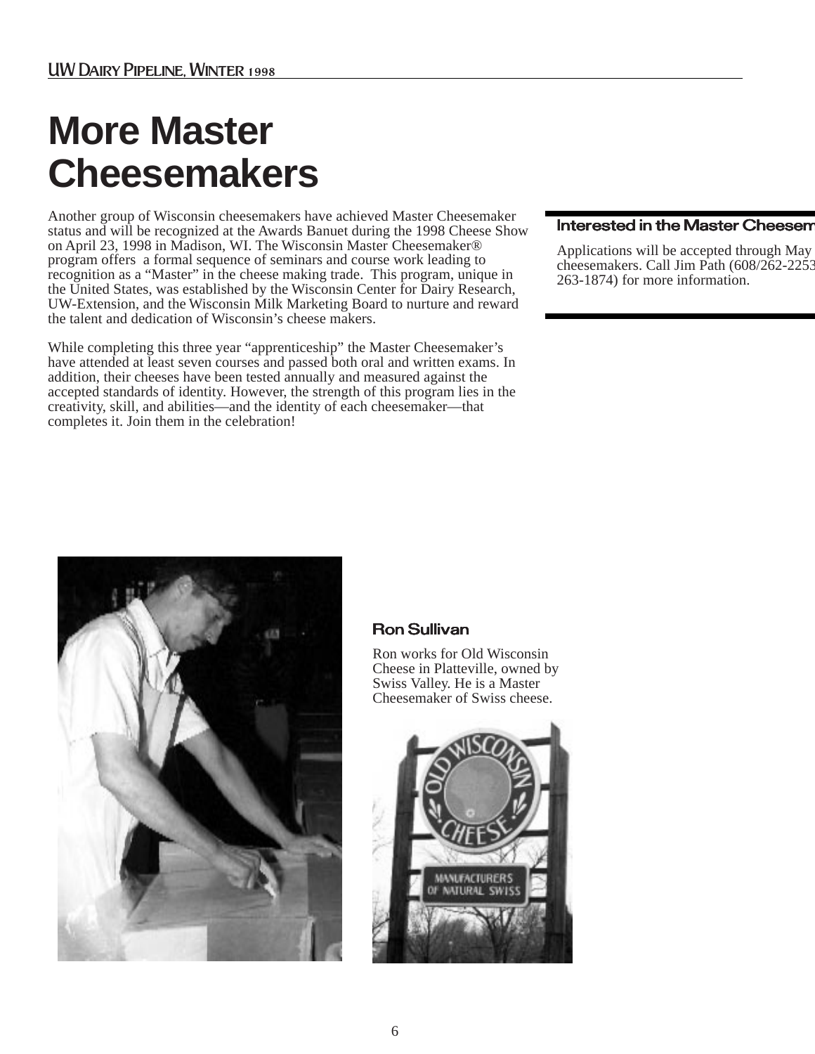# More Master Cheesemakers

Another group of Wisconsin cheesemakers have achieved Master Cheesemaker status and will be recognized at the Awards Banuet during the 1998 Cheese Show on April 23, 1998 in Madison, WI. The Wisconsin Master Cheesemaker® program offers a formal sequence of seminars and course work leading to recognition as a “Master” in the cheese making trade. This program, unique in the United States, was established by the Wisconsin Center for Dairy Research, UW-Extension, and the Wisconsin Milk Marketing Board to nurture and reward the talent and dedication of Wisconsin’s cheese makers.

While completing this three year “apprenticeship” the Master Cheesemaker’s have attended at least seven courses and passed both oral and written exams. In addition, their cheeses have been tested annually and measured against the accepted standards of identity. However, the strength of this program lies in the creativity, skill, and abilities—and the identity of each cheesemaker—that completes it. Join them in the celebration!

### Interested in the Master Cheesem

Applications will be accepted through May cheesemakers. Call Jim Path (608/262-2253 263-1874) for more information.

### Ron Sullivan

Ron works for Old Wisconsin Cheese in Platteville, owned by Swiss Valley. He is a Master Cheesemaker of Swiss cheese.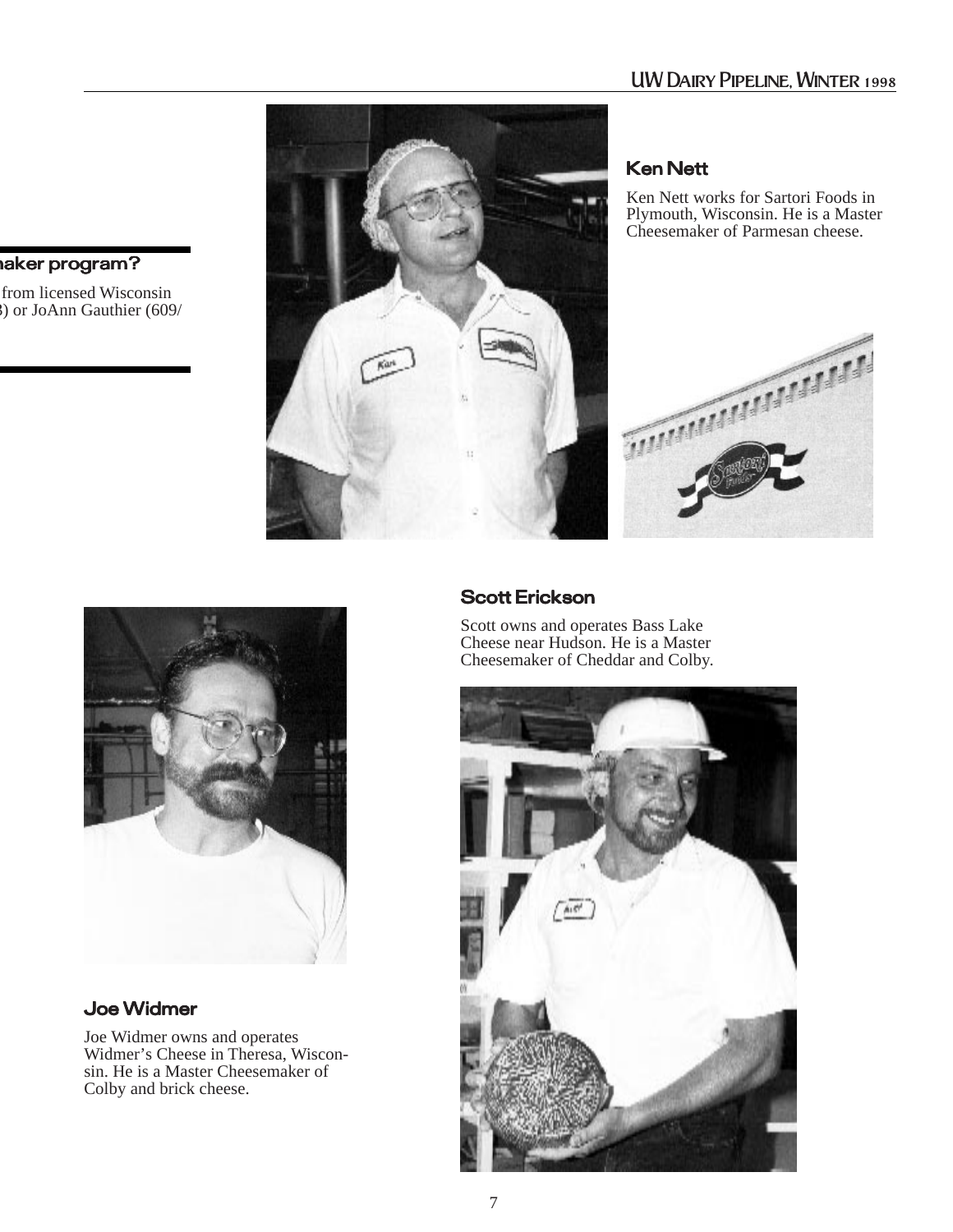## ...aker program?

...from licensed Wisconsin ...) or JoAnn Gauthier (609/

## Ken Nett

Ken Nett works for Sartori Foods in Plymouth, Wisconsin. He is a Master Cheesemaker of Parmesan cheese.

## Joe Widmer

Joe Widmer owns and operates Widmer's Cheese in Theresa, Wisconsin. He is a Master Cheesemaker of Colby and brick cheese.

## Scott Erickson

Scott owns and operates Bass Lake Cheese near Hudson. He is a Master Cheesemaker of Cheddar and Colby.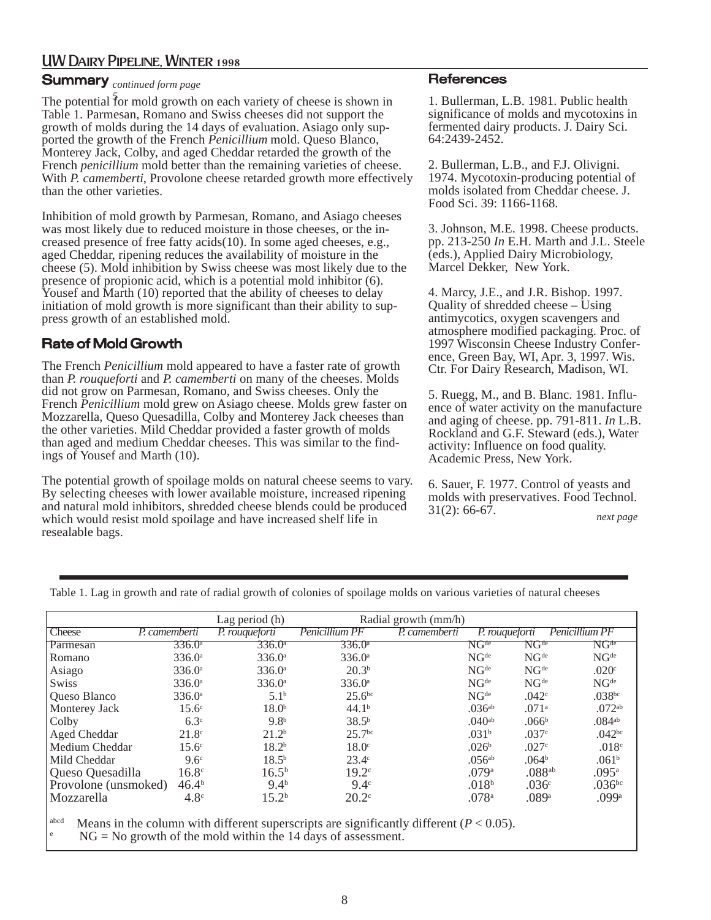## Summary *continued form page 5*

The potential for mold growth on each variety of cheese is shown in Table 1. Parmesan, Romano and Swiss cheeses did not support the growth of molds during the 14 days of evaluation. Asiago only supported the growth of the French *Penicillium* mold. Queso Blanco, Monterey Jack, Colby, and aged Cheddar retarded the growth of the French *penicillium* mold better than the remaining varieties of cheese. With *P. camemberti*, Provolone cheese retarded growth more effectively than the other varieties.

Inhibition of mold growth by Parmesan, Romano, and Asiago cheeses was most likely due to reduced moisture in those cheeses, or the increased presence of free fatty acids(10). In some aged cheeses, e.g., aged Cheddar, ripening reduces the availability of moisture in the cheese (5). Mold inhibition by Swiss cheese was most likely due to the presence of propionic acid, which is a potential mold inhibitor (6). Yousef and Marth (10) reported that the ability of cheeses to delay initiation of mold growth is more significant than their ability to suppress growth of an established mold.

## Rate of Mold Growth

The French *Penicillium* mold appeared to have a faster rate of growth than *P. rouqueforti* and *P. camemberti* on many of the cheeses. Molds did not grow on Parmesan, Romano, and Swiss cheeses. Only the French *Penicillium* mold grew on Asiago cheese. Molds grew faster on Mozzarella, Queso Quesadilla, Colby and Monterey Jack cheeses than the other varieties. Mild Cheddar provided a faster growth of molds than aged and medium Cheddar cheeses. This was similar to the findings of Yousef and Marth (10).

The potential growth of spoilage molds on natural cheese seems to vary. By selecting cheeses with lower available moisture, increased ripening and natural mold inhibitors, shredded cheese blends could be produced which would resist mold spoilage and have increased shelf life in resealable bags.

## References

1. Bullerman, L.B. 1981. Public health significance of molds and mycotoxins in fermented dairy products. J. Dairy Sci. 64:2439-2452.

2. Bullerman, L.B., and F.J. Olivigni. 1974. Mycotoxin-producing potential of molds isolated from Cheddar cheese. J. Food Sci. 39: 1166-1168.

3. Johnson, M.E. 1998. Cheese products. pp. 213-250 *In* E.H. Marth and J.L. Steele (eds.), Applied Dairy Microbiology, Marcel Dekker, New York.

4. Marcy, J.E., and J.R. Bishop. 1997. Quality of shredded cheese – Using antimycotics, oxygen scavengers and atmosphere modified packaging. Proc. of 1997 Wisconsin Cheese Industry Conference, Green Bay, WI, Apr. 3, 1997. Wis. Ctr. For Dairy Research, Madison, WI.

5. Ruegg, M., and B. Blanc. 1981. Influence of water activity on the manufacture and aging of cheese. pp. 791-811. *In* L.B. Rockland and G.F. Steward (eds.), Water activity: Influence on food quality. Academic Press, New York.

6. Sauer, F. 1977. Control of yeasts and molds with preservatives. Food Technol. 31(2): 66-67.

*next page*

Table 1. Lag in growth and rate of radial growth of colonies of spoilage molds on various varieties of natural cheeses

| | Lag period (h) | | | Radial growth (mm/h) | | |
|---|---|---|---|---|---|---|
| Cheese | *P. camemberti* | *P. rouqueforti* | *Penicillium PF* | *P. camemberti* | *P. rouqueforti* | *Penicillium PF* |
| Parmesan | 336.0[a] | 336.0[a] | 336.0[a] | NG[de] | NG[de] | NG[de] |
| Romano | 336.0[a] | 336.0[a] | 336.0[a] | NG[de] | NG[de] | NG[de] |
| Asiago | 336.0[a] | 336.0[a] | 20.3[b] | NG[de] | NG[de] | .020[c] |
| Swiss | 336.0[a] | 336.0[a] | 336.0[a] | NG[de] | NG[de] | NG[de] |
| Queso Blanco | 336.0[a] | 5.1[b] | 25.6[bc] | NG[de] | .042[c] | .038[bc] |
| Monterey Jack | 15.6[c] | 18.0[b] | 44.1[b] | .036[ab] | .071[a] | .072[ab] |
| Colby | 6.3[c] | 9.8[b] | 38.5[b] | .040[ab] | .066[b] | .084[ab] |
| Aged Cheddar | 21.8[c] | 21.2[b] | 25.7[bc] | .031[b] | .037[c] | .042[bc] |
| Medium Cheddar | 15.6[c] | 18.2[b] | 18.0[c] | .026[b] | .027[c] | .018[c] |
| Mild Cheddar | 9.6[c] | 18.5[b] | 23.4[c] | .056[ab] | .064[b] | .061[b] |
| Queso Quesadilla | 16.8[c] | 16.5[b] | 19.2[c] | .079[a] | .088[ab] | .095[a] |
| Provolone (unsmoked) | 46.4[b] | 9.4[b] | 9.4[c] | .018[b] | .036[c] | .036[bc] |
| Mozzarella | 4.8[c] | 15.2[b] | 20.2[c] | .078[a] | .089[a] | .099[a] |

[abcd] Means in the column with different superscripts are significantly different ($P < 0.05$).
[e] NG = No growth of the mold within the 14 days of assessment.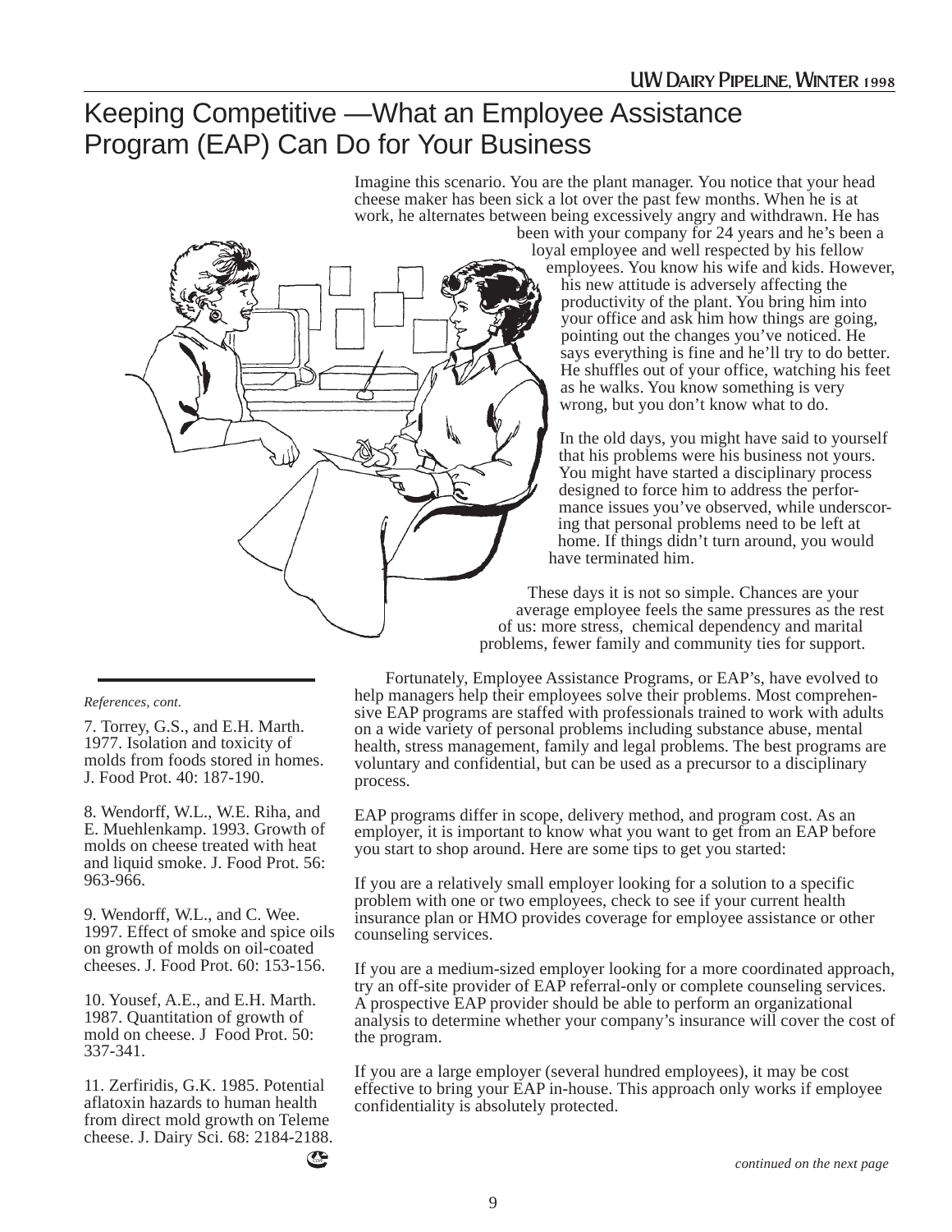# Keeping Competitive —What an Employee Assistance Program (EAP) Can Do for Your Business

Imagine this scenario. You are the plant manager. You notice that your head cheese maker has been sick a lot over the past few months. When he is at work, he alternates between being excessively angry and withdrawn. He has been with your company for 24 years and he's been a loyal employee and well respected by his fellow employees. You know his wife and kids. However, his new attitude is adversely affecting the productivity of the plant. You bring him into your office and ask him how things are going, pointing out the changes you've noticed. He says everything is fine and he'll try to do better. He shuffles out of your office, watching his feet as he walks. You know something is very wrong, but you don't know what to do.

In the old days, you might have said to yourself that his problems were his business not yours. You might have started a disciplinary process designed to force him to address the performance issues you've observed, while underscoring that personal problems need to be left at home. If things didn't turn around, you would have terminated him.

These days it is not so simple. Chances are your average employee feels the same pressures as the rest of us: more stress, chemical dependency and marital problems, fewer family and community ties for support.

Fortunately, Employee Assistance Programs, or EAP's, have evolved to help managers help their employees solve their problems. Most comprehensive EAP programs are staffed with professionals trained to work with adults on a wide variety of personal problems including substance abuse, mental health, stress management, family and legal problems. The best programs are voluntary and confidential, but can be used as a precursor to a disciplinary process.

EAP programs differ in scope, delivery method, and program cost. As an employer, it is important to know what you want to get from an EAP before you start to shop around. Here are some tips to get you started:

If you are a relatively small employer looking for a solution to a specific problem with one or two employees, check to see if your current health insurance plan or HMO provides coverage for employee assistance or other counseling services.

If you are a medium-sized employer looking for a more coordinated approach, try an off-site provider of EAP referral-only or complete counseling services. A prospective EAP provider should be able to perform an organizational analysis to determine whether your company's insurance will cover the cost of the program.

If you are a large employer (several hundred employees), it may be cost effective to bring your EAP in-house. This approach only works if employee confidentiality is absolutely protected.

*continued on the next page*

---

*References, cont.*

7. Torrey, G.S., and E.H. Marth. 1977. Isolation and toxicity of molds from foods stored in homes. J. Food Prot. 40: 187-190.

8. Wendorff, W.L., W.E. Riha, and E. Muehlenkamp. 1993. Growth of molds on cheese treated with heat and liquid smoke. J. Food Prot. 56: 963-966.

9. Wendorff, W.L., and C. Wee. 1997. Effect of smoke and spice oils on growth of molds on oil-coated cheeses. J. Food Prot. 60: 153-156.

10. Yousef, A.E., and E.H. Marth. 1987. Quantitation of growth of mold on cheese. J Food Prot. 50: 337-341.

11. Zerfiridis, G.K. 1985. Potential aflatoxin hazards to human health from direct mold growth on Teleme cheese. J. Dairy Sci. 68: 2184-2188.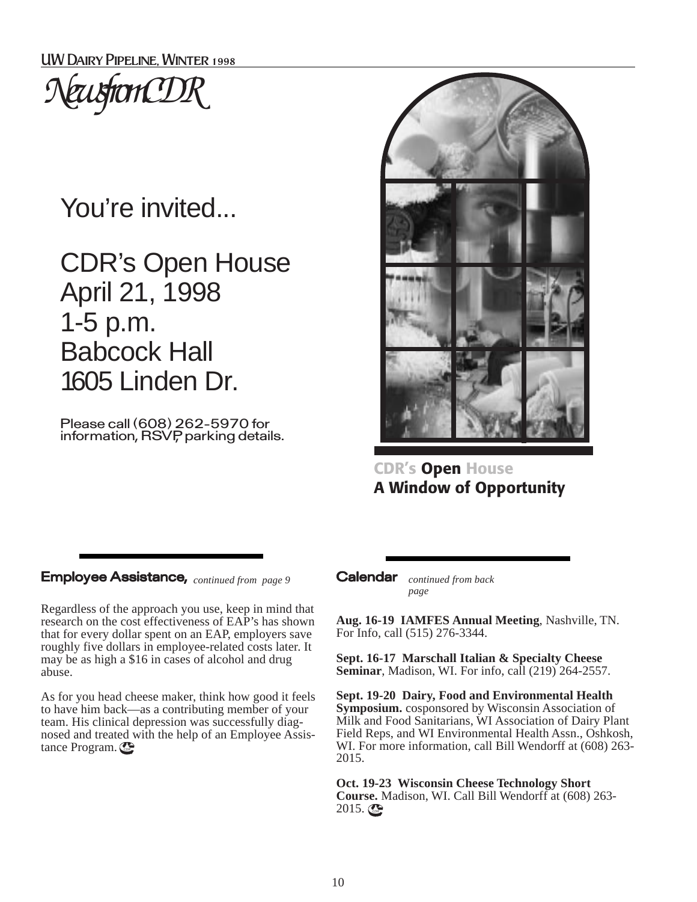# News from CDR

You're invited...

CDR's Open House
April 21, 1998
1-5 p.m.
Babcock Hall
1605 Linden Dr.

Please call (608) 262-5970 for information, RSVP, parking details.

**CDR's Open House**
**A Window of Opportunity**

## Employee Assistance, *continued from page 9*

Regardless of the approach you use, keep in mind that research on the cost effectiveness of EAP's has shown that for every dollar spent on an EAP, employers save roughly five dollars in employee-related costs later. It may be as high a $16 in cases of alcohol and drug abuse.

As for you head cheese maker, think how good it feels to have him back—as a contributing member of your team. His clinical depression was successfully diagnosed and treated with the help of an Employee Assistance Program.

## Calendar *continued from back page*

**Aug. 16-19 IAMFES Annual Meeting**, Nashville, TN. For Info, call (515) 276-3344.

**Sept. 16-17 Marschall Italian & Specialty Cheese Seminar**, Madison, WI. For info, call (219) 264-2557.

**Sept. 19-20 Dairy, Food and Environmental Health Symposium.** cosponsored by Wisconsin Association of Milk and Food Sanitarians, WI Association of Dairy Plant Field Reps, and WI Environmental Health Assn., Oshkosh, WI. For more information, call Bill Wendorff at (608) 263-2015.

**Oct. 19-23 Wisconsin Cheese Technology Short Course.** Madison, WI. Call Bill Wendorff at (608) 263-2015.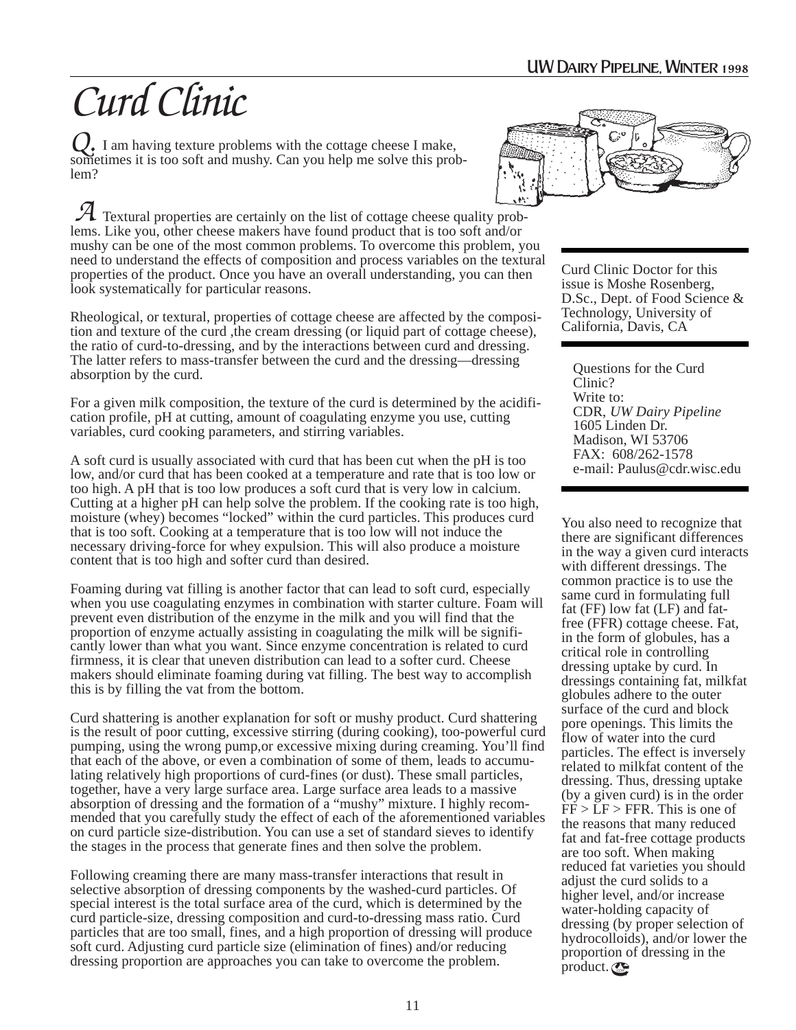# Curd Clinic

**Q.** I am having texture problems with the cottage cheese I make, sometimes it is too soft and mushy. Can you help me solve this problem?

**A** Textural properties are certainly on the list of cottage cheese quality problems. Like you, other cheese makers have found product that is too soft and/or mushy can be one of the most common problems. To overcome this problem, you need to understand the effects of composition and process variables on the textural properties of the product. Once you have an overall understanding, you can then look systematically for particular reasons.

Rheological, or textural, properties of cottage cheese are affected by the composition and texture of the curd ,the cream dressing (or liquid part of cottage cheese), the ratio of curd-to-dressing, and by the interactions between curd and dressing. The latter refers to mass-transfer between the curd and the dressing—dressing absorption by the curd.

For a given milk composition, the texture of the curd is determined by the acidification profile, pH at cutting, amount of coagulating enzyme you use, cutting variables, curd cooking parameters, and stirring variables.

A soft curd is usually associated with curd that has been cut when the pH is too low, and/or curd that has been cooked at a temperature and rate that is too low or too high. A pH that is too low produces a soft curd that is very low in calcium. Cutting at a higher pH can help solve the problem. If the cooking rate is too high, moisture (whey) becomes "locked" within the curd particles. This produces curd that is too soft. Cooking at a temperature that is too low will not induce the necessary driving-force for whey expulsion. This will also produce a moisture content that is too high and softer curd than desired.

Foaming during vat filling is another factor that can lead to soft curd, especially when you use coagulating enzymes in combination with starter culture. Foam will prevent even distribution of the enzyme in the milk and you will find that the proportion of enzyme actually assisting in coagulating the milk will be significantly lower than what you want. Since enzyme concentration is related to curd firmness, it is clear that uneven distribution can lead to a softer curd. Cheese makers should eliminate foaming during vat filling. The best way to accomplish this is by filling the vat from the bottom.

Curd shattering is another explanation for soft or mushy product. Curd shattering is the result of poor cutting, excessive stirring (during cooking), too-powerful curd pumping, using the wrong pump,or excessive mixing during creaming. You'll find that each of the above, or even a combination of some of them, leads to accumulating relatively high proportions of curd-fines (or dust). These small particles, together, have a very large surface area. Large surface area leads to a massive absorption of dressing and the formation of a "mushy" mixture. I highly recommended that you carefully study the effect of each of the aforementioned variables on curd particle size-distribution. You can use a set of standard sieves to identify the stages in the process that generate fines and then solve the problem.

Following creaming there are many mass-transfer interactions that result in selective absorption of dressing components by the washed-curd particles. Of special interest is the total surface area of the curd, which is determined by the curd particle-size, dressing composition and curd-to-dressing mass ratio. Curd particles that are too small, fines, and a high proportion of dressing will produce soft curd. Adjusting curd particle size (elimination of fines) and/or reducing dressing proportion are approaches you can take to overcome the problem.

You also need to recognize that there are significant differences in the way a given curd interacts with different dressings. The common practice is to use the same curd in formulating full fat (FF) low fat (LF) and fat-free (FFR) cottage cheese. Fat, in the form of globules, has a critical role in controlling dressing uptake by curd. In dressings containing fat, milkfat globules adhere to the outer surface of the curd and block pore openings. This limits the flow of water into the curd particles. The effect is inversely related to milkfat content of the dressing. Thus, dressing uptake (by a given curd) is in the order FF > LF > FFR. This is one of the reasons that many reduced fat and fat-free cottage products are too soft. When making reduced fat varieties you should adjust the curd solids to a higher level, and/or increase water-holding capacity of dressing (by proper selection of hydrocolloids), and/or lower the proportion of dressing in the product.

---

Curd Clinic Doctor for this issue is Moshe Rosenberg, D.Sc., Dept. of Food Science & Technology, University of California, Davis, CA

---

Questions for the Curd Clinic?
Write to:
CDR, *UW Dairy Pipeline*
1605 Linden Dr.
Madison, WI 53706
FAX: 608/262-1578
e-mail: Paulus@cdr.wisc.edu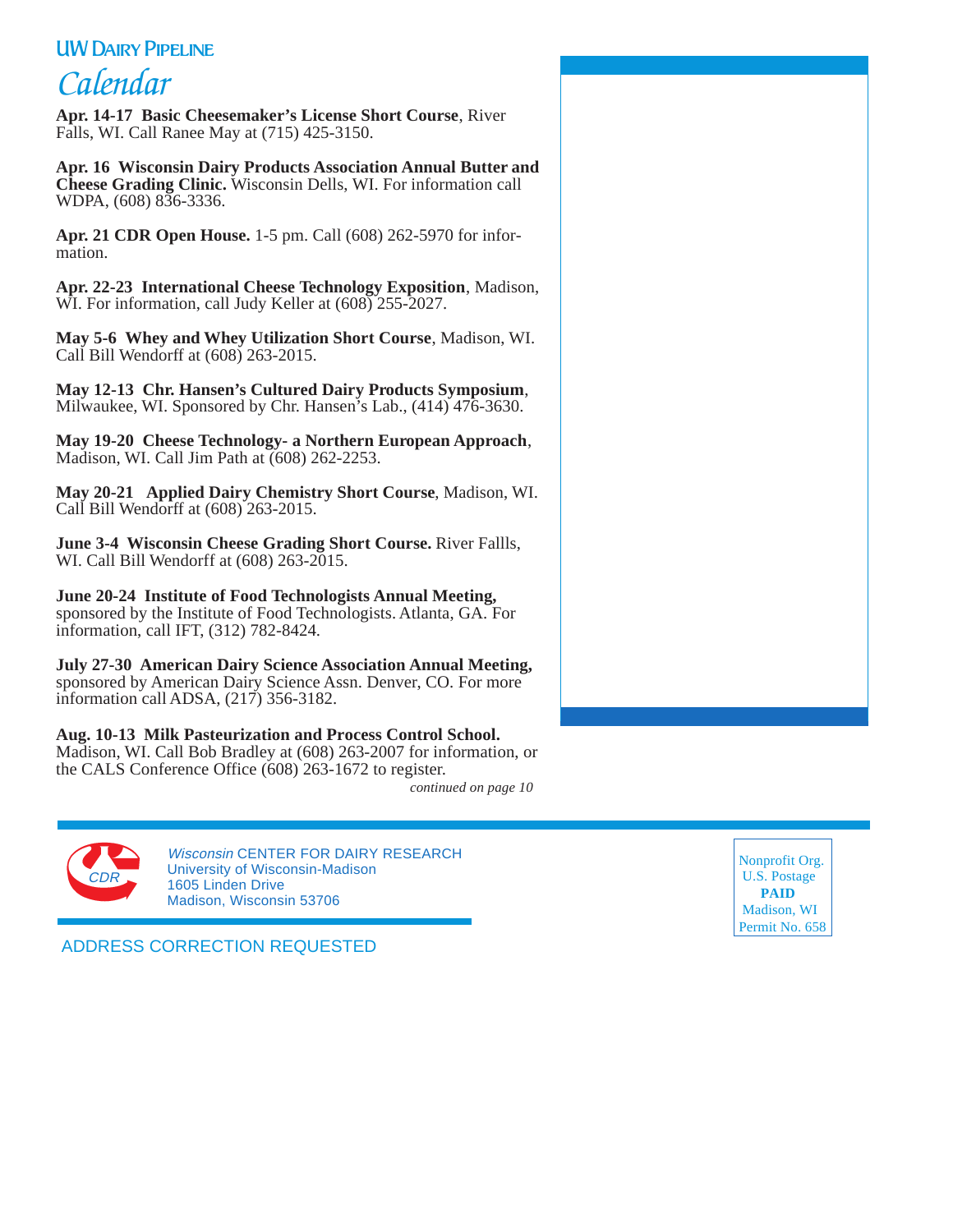**UW Dairy Pipeline**

# Calendar

**Apr. 14-17 Basic Cheesemaker's License Short Course**, River Falls, WI. Call Ranee May at (715) 425-3150.

**Apr. 16 Wisconsin Dairy Products Association Annual Butter and Cheese Grading Clinic.** Wisconsin Dells, WI. For information call WDPA, (608) 836-3336.

**Apr. 21 CDR Open House.** 1-5 pm. Call (608) 262-5970 for information.

**Apr. 22-23 International Cheese Technology Exposition**, Madison, WI. For information, call Judy Keller at (608) 255-2027.

**May 5-6 Whey and Whey Utilization Short Course**, Madison, WI. Call Bill Wendorff at (608) 263-2015.

**May 12-13 Chr. Hansen's Cultured Dairy Products Symposium**, Milwaukee, WI. Sponsored by Chr. Hansen's Lab., (414) 476-3630.

**May 19-20 Cheese Technology- a Northern European Approach**, Madison, WI. Call Jim Path at (608) 262-2253.

**May 20-21 Applied Dairy Chemistry Short Course**, Madison, WI. Call Bill Wendorff at (608) 263-2015.

**June 3-4 Wisconsin Cheese Grading Short Course.** River Fallls, WI. Call Bill Wendorff at (608) 263-2015.

**June 20-24 Institute of Food Technologists Annual Meeting,** sponsored by the Institute of Food Technologists. Atlanta, GA. For information, call IFT, (312) 782-8424.

**July 27-30 American Dairy Science Association Annual Meeting,** sponsored by American Dairy Science Assn. Denver, CO. For more information call ADSA, (217) 356-3182.

**Aug. 10-13 Milk Pasteurization and Process Control School.** Madison, WI. Call Bob Bradley at (608) 263-2007 for information, or the CALS Conference Office (608) 263-1672 to register.

*continued on page 10*

CDR

*Wisconsin* CENTER FOR DAIRY RESEARCH
University of Wisconsin-Madison
1605 Linden Drive
Madison, Wisconsin 53706

ADDRESS CORRECTION REQUESTED

Nonprofit Org.
U.S. Postage
**PAID**
Madison, WI
Permit No. 658